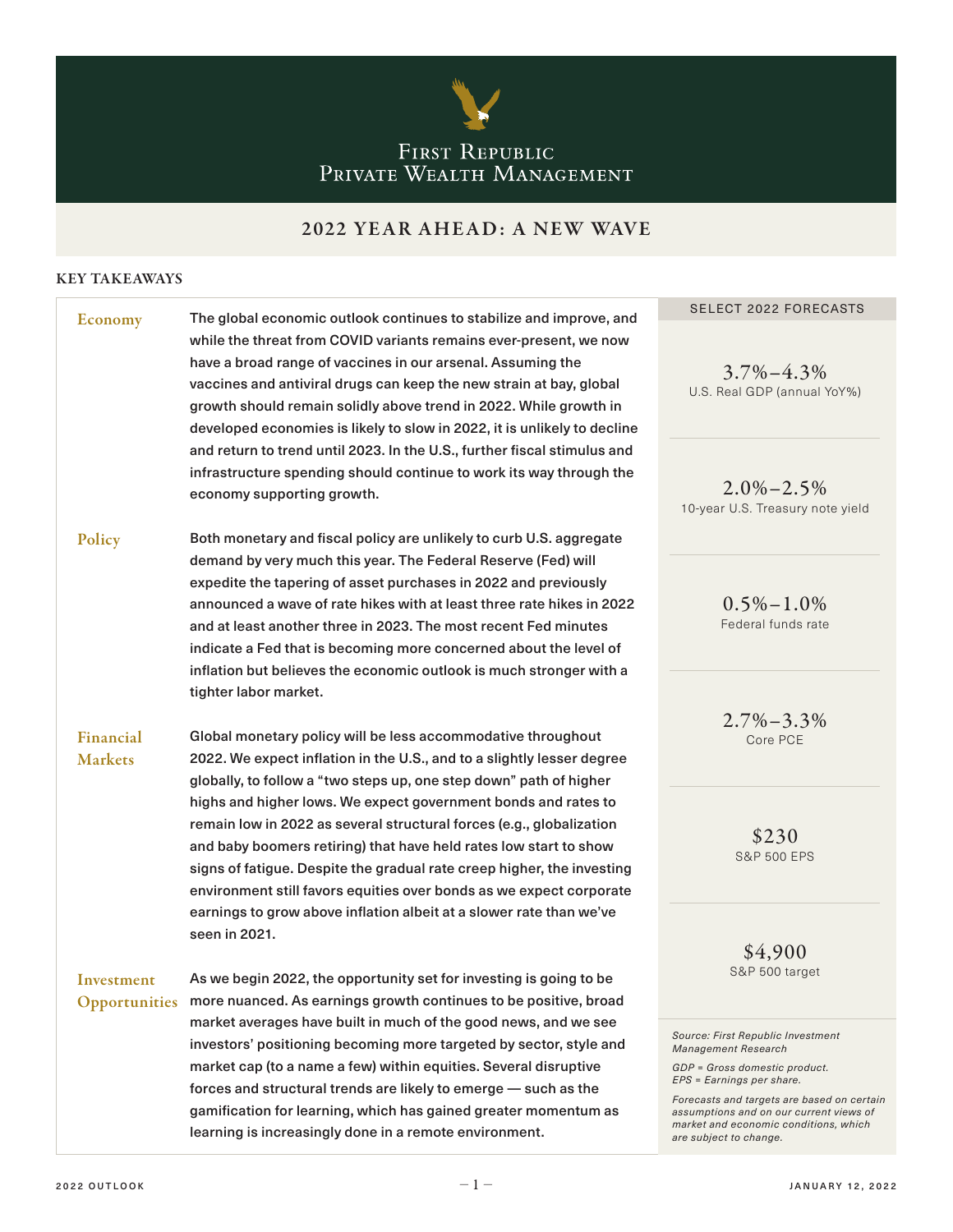# First Republic Private Wealth Management

## 2022 YEAR AHEAD: A NEW WAVE

### KEY TAKEAWAYS

**Economy**

The global economic outlook continues to stabilize and improve, and while the threat from COVID variants remains ever-present, we now have a broad range of vaccines in our arsenal. Assuming the vaccines and antiviral drugs can keep the new strain at bay, global growth should remain solidly above trend in 2022. While growth in developed economies is likely to slow in 2022, it is unlikely to decline and return to trend until 2023. In the U.S., further fiscal stimulus and infrastructure spending should continue to work its way through the economy supporting growth.

**Policy**

Both monetary and fiscal policy are unlikely to curb U.S. aggregate demand by very much this year. The Federal Reserve (Fed) will expedite the tapering of asset purchases in 2022 and previously announced a wave of rate hikes with at least three rate hikes in 2022 and at least another three in 2023. The most recent Fed minutes indicate a Fed that is becoming more concerned about the level of inflation but believes the economic outlook is much stronger with a tighter labor market.

**Financial Markets**

Global monetary policy will be less accommodative throughout 2022. We expect inflation in the U.S., and to a slightly lesser degree globally, to follow a "two steps up, one step down" path of higher highs and higher lows. We expect government bonds and rates to remain low in 2022 as several structural forces (e.g., globalization and baby boomers retiring) that have held rates low start to show signs of fatigue. Despite the gradual rate creep higher, the investing environment still favors equities over bonds as we expect corporate earnings to grow above inflation albeit at a slower rate than we've seen in 2021.

**Investment Opportunities**

As we begin 2022, the opportunity set for investing is going to be more nuanced. As earnings growth continues to be positive, broad market averages have built in much of the good news, and we see investors' positioning becoming more targeted by sector, style and market cap (to a name a few) within equities. Several disruptive forces and structural trends are likely to emerge — such as the gamification for learning, which has gained greater momentum as learning is increasingly done in a remote environment.

### SELECT 2022 FORECASTS

| Forecast | Measure |
|---|---|
| 3.7%–4.3% | U.S. Real GDP (annual YoY%) |
| 2.0%–2.5% | 10-year U.S. Treasury note yield |
| 0.5%–1.0% | Federal funds rate |
| 2.7%–3.3% | Core PCE |
| $230 | S&P 500 EPS |
| $4,900 | S&P 500 target |

*Source: First Republic Investment Management Research*

*GDP = Gross domestic product.*
*EPS = Earnings per share.*

*Forecasts and targets are based on certain assumptions and on our current views of market and economic conditions, which are subject to change.*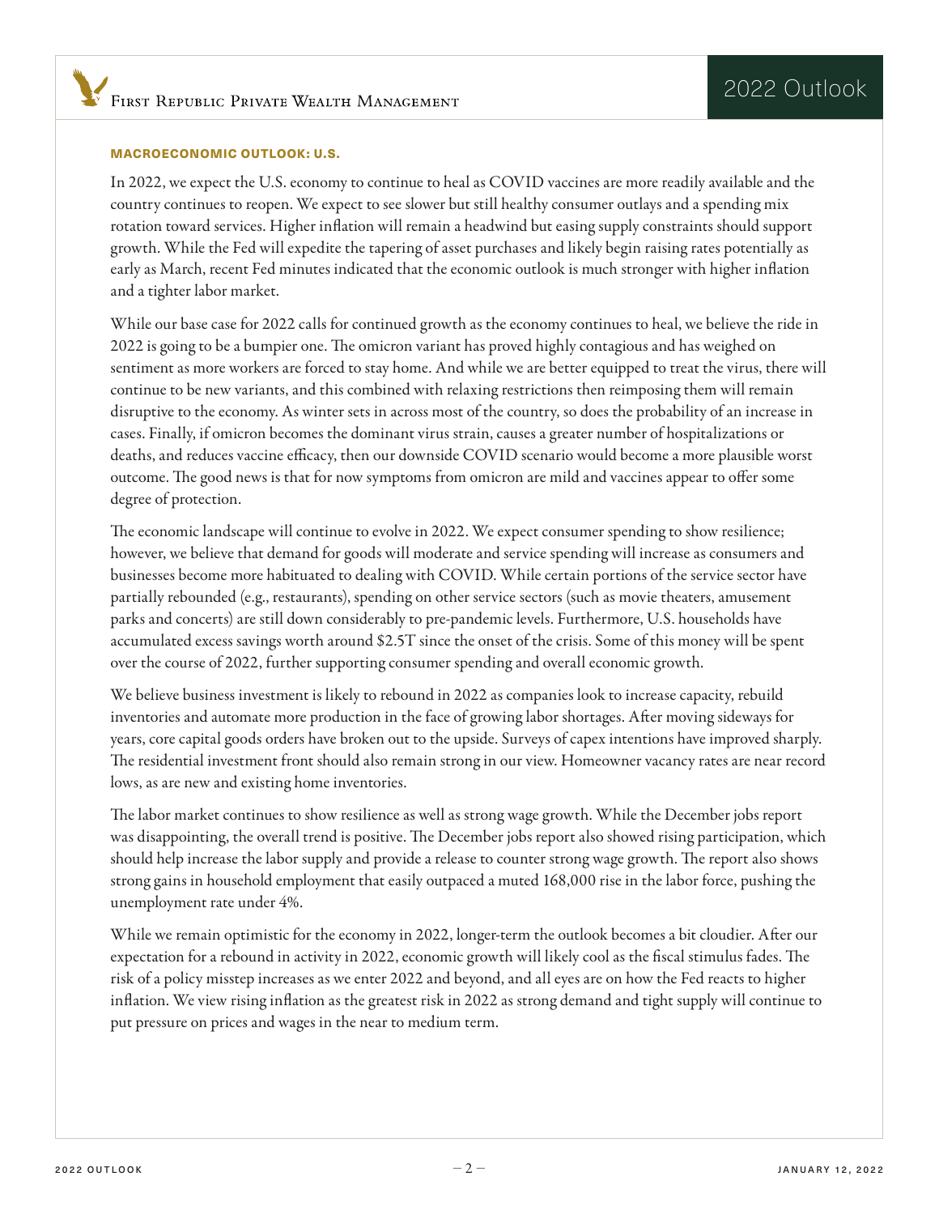## MACROECONOMIC OUTLOOK: U.S.

In 2022, we expect the U.S. economy to continue to heal as COVID vaccines are more readily available and the country continues to reopen. We expect to see slower but still healthy consumer outlays and a spending mix rotation toward services. Higher inflation will remain a headwind but easing supply constraints should support growth. While the Fed will expedite the tapering of asset purchases and likely begin raising rates potentially as early as March, recent Fed minutes indicated that the economic outlook is much stronger with higher inflation and a tighter labor market.

While our base case for 2022 calls for continued growth as the economy continues to heal, we believe the ride in 2022 is going to be a bumpier one. The omicron variant has proved highly contagious and has weighed on sentiment as more workers are forced to stay home. And while we are better equipped to treat the virus, there will continue to be new variants, and this combined with relaxing restrictions then reimposing them will remain disruptive to the economy. As winter sets in across most of the country, so does the probability of an increase in cases. Finally, if omicron becomes the dominant virus strain, causes a greater number of hospitalizations or deaths, and reduces vaccine efficacy, then our downside COVID scenario would become a more plausible worst outcome. The good news is that for now symptoms from omicron are mild and vaccines appear to offer some degree of protection.

The economic landscape will continue to evolve in 2022. We expect consumer spending to show resilience; however, we believe that demand for goods will moderate and service spending will increase as consumers and businesses become more habituated to dealing with COVID. While certain portions of the service sector have partially rebounded (e.g., restaurants), spending on other service sectors (such as movie theaters, amusement parks and concerts) are still down considerably to pre-pandemic levels. Furthermore, U.S. households have accumulated excess savings worth around $2.5T since the onset of the crisis. Some of this money will be spent over the course of 2022, further supporting consumer spending and overall economic growth.

We believe business investment is likely to rebound in 2022 as companies look to increase capacity, rebuild inventories and automate more production in the face of growing labor shortages. After moving sideways for years, core capital goods orders have broken out to the upside. Surveys of capex intentions have improved sharply. The residential investment front should also remain strong in our view. Homeowner vacancy rates are near record lows, as are new and existing home inventories.

The labor market continues to show resilience as well as strong wage growth. While the December jobs report was disappointing, the overall trend is positive. The December jobs report also showed rising participation, which should help increase the labor supply and provide a release to counter strong wage growth. The report also shows strong gains in household employment that easily outpaced a muted 168,000 rise in the labor force, pushing the unemployment rate under 4%.

While we remain optimistic for the economy in 2022, longer-term the outlook becomes a bit cloudier. After our expectation for a rebound in activity in 2022, economic growth will likely cool as the fiscal stimulus fades. The risk of a policy misstep increases as we enter 2022 and beyond, and all eyes are on how the Fed reacts to higher inflation. We view rising inflation as the greatest risk in 2022 as strong demand and tight supply will continue to put pressure on prices and wages in the near to medium term.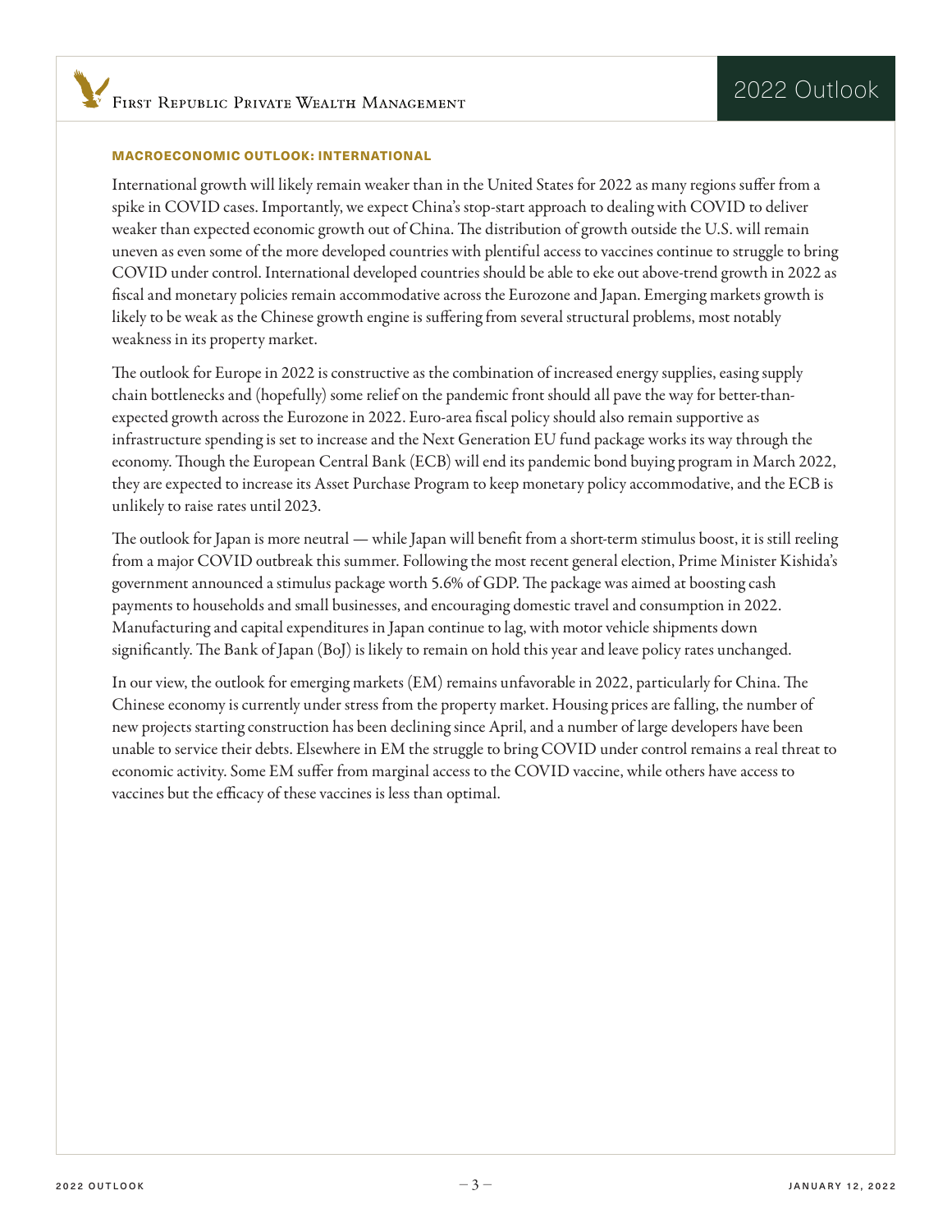## MACROECONOMIC OUTLOOK: INTERNATIONAL

International growth will likely remain weaker than in the United States for 2022 as many regions suffer from a spike in COVID cases. Importantly, we expect China's stop-start approach to dealing with COVID to deliver weaker than expected economic growth out of China. The distribution of growth outside the U.S. will remain uneven as even some of the more developed countries with plentiful access to vaccines continue to struggle to bring COVID under control. International developed countries should be able to eke out above-trend growth in 2022 as fiscal and monetary policies remain accommodative across the Eurozone and Japan. Emerging markets growth is likely to be weak as the Chinese growth engine is suffering from several structural problems, most notably weakness in its property market.

The outlook for Europe in 2022 is constructive as the combination of increased energy supplies, easing supply chain bottlenecks and (hopefully) some relief on the pandemic front should all pave the way for better-than-expected growth across the Eurozone in 2022. Euro-area fiscal policy should also remain supportive as infrastructure spending is set to increase and the Next Generation EU fund package works its way through the economy. Though the European Central Bank (ECB) will end its pandemic bond buying program in March 2022, they are expected to increase its Asset Purchase Program to keep monetary policy accommodative, and the ECB is unlikely to raise rates until 2023.

The outlook for Japan is more neutral — while Japan will benefit from a short-term stimulus boost, it is still reeling from a major COVID outbreak this summer. Following the most recent general election, Prime Minister Kishida's government announced a stimulus package worth 5.6% of GDP. The package was aimed at boosting cash payments to households and small businesses, and encouraging domestic travel and consumption in 2022. Manufacturing and capital expenditures in Japan continue to lag, with motor vehicle shipments down significantly. The Bank of Japan (BoJ) is likely to remain on hold this year and leave policy rates unchanged.

In our view, the outlook for emerging markets (EM) remains unfavorable in 2022, particularly for China. The Chinese economy is currently under stress from the property market. Housing prices are falling, the number of new projects starting construction has been declining since April, and a number of large developers have been unable to service their debts. Elsewhere in EM the struggle to bring COVID under control remains a real threat to economic activity. Some EM suffer from marginal access to the COVID vaccine, while others have access to vaccines but the efficacy of these vaccines is less than optimal.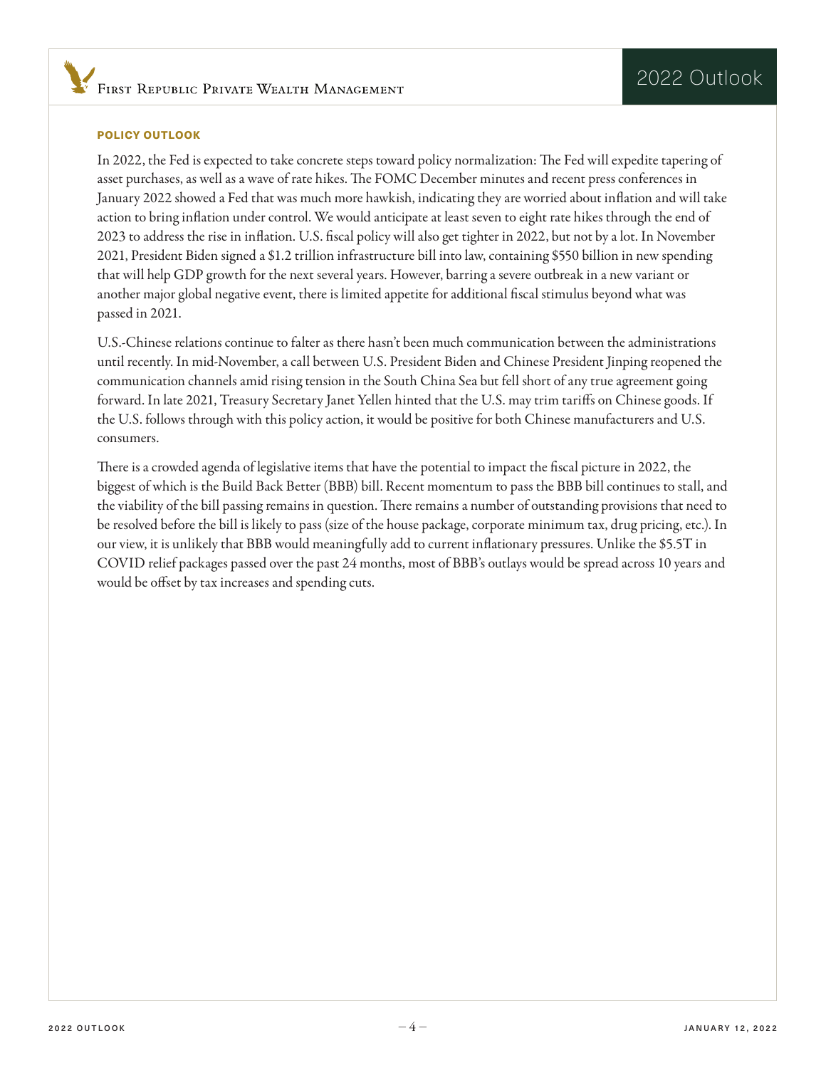## POLICY OUTLOOK

In 2022, the Fed is expected to take concrete steps toward policy normalization: The Fed will expedite tapering of asset purchases, as well as a wave of rate hikes. The FOMC December minutes and recent press conferences in January 2022 showed a Fed that was much more hawkish, indicating they are worried about inflation and will take action to bring inflation under control. We would anticipate at least seven to eight rate hikes through the end of 2023 to address the rise in inflation. U.S. fiscal policy will also get tighter in 2022, but not by a lot. In November 2021, President Biden signed a $1.2 trillion infrastructure bill into law, containing $550 billion in new spending that will help GDP growth for the next several years. However, barring a severe outbreak in a new variant or another major global negative event, there is limited appetite for additional fiscal stimulus beyond what was passed in 2021.

U.S.-Chinese relations continue to falter as there hasn't been much communication between the administrations until recently. In mid-November, a call between U.S. President Biden and Chinese President Jinping reopened the communication channels amid rising tension in the South China Sea but fell short of any true agreement going forward. In late 2021, Treasury Secretary Janet Yellen hinted that the U.S. may trim tariffs on Chinese goods. If the U.S. follows through with this policy action, it would be positive for both Chinese manufacturers and U.S. consumers.

There is a crowded agenda of legislative items that have the potential to impact the fiscal picture in 2022, the biggest of which is the Build Back Better (BBB) bill. Recent momentum to pass the BBB bill continues to stall, and the viability of the bill passing remains in question. There remains a number of outstanding provisions that need to be resolved before the bill is likely to pass (size of the house package, corporate minimum tax, drug pricing, etc.). In our view, it is unlikely that BBB would meaningfully add to current inflationary pressures. Unlike the $5.5T in COVID relief packages passed over the past 24 months, most of BBB's outlays would be spread across 10 years and would be offset by tax increases and spending cuts.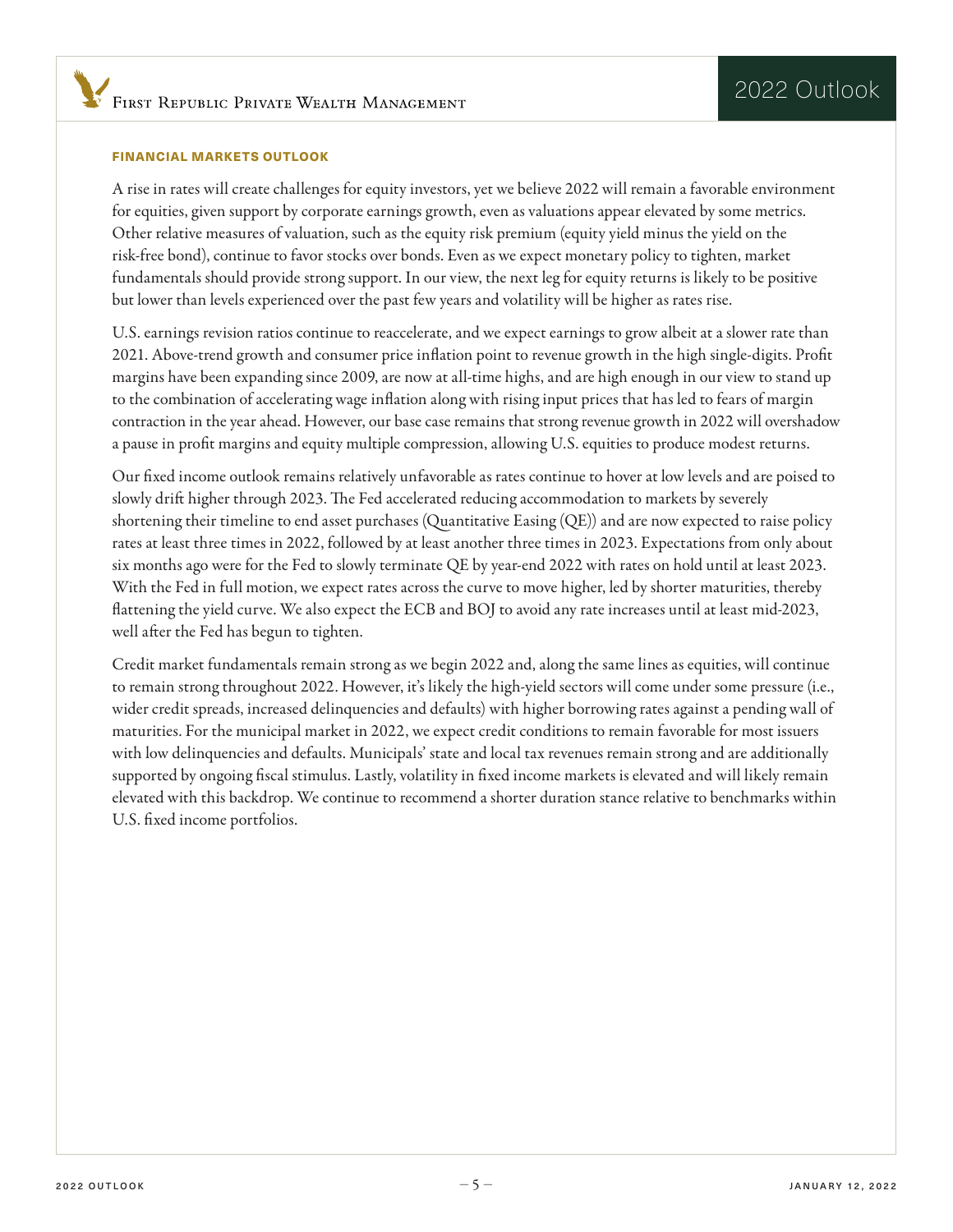## FINANCIAL MARKETS OUTLOOK

A rise in rates will create challenges for equity investors, yet we believe 2022 will remain a favorable environment for equities, given support by corporate earnings growth, even as valuations appear elevated by some metrics. Other relative measures of valuation, such as the equity risk premium (equity yield minus the yield on the risk-free bond), continue to favor stocks over bonds. Even as we expect monetary policy to tighten, market fundamentals should provide strong support. In our view, the next leg for equity returns is likely to be positive but lower than levels experienced over the past few years and volatility will be higher as rates rise.

U.S. earnings revision ratios continue to reaccelerate, and we expect earnings to grow albeit at a slower rate than 2021. Above-trend growth and consumer price inflation point to revenue growth in the high single-digits. Profit margins have been expanding since 2009, are now at all-time highs, and are high enough in our view to stand up to the combination of accelerating wage inflation along with rising input prices that has led to fears of margin contraction in the year ahead. However, our base case remains that strong revenue growth in 2022 will overshadow a pause in profit margins and equity multiple compression, allowing U.S. equities to produce modest returns.

Our fixed income outlook remains relatively unfavorable as rates continue to hover at low levels and are poised to slowly drift higher through 2023. The Fed accelerated reducing accommodation to markets by severely shortening their timeline to end asset purchases (Quantitative Easing (QE)) and are now expected to raise policy rates at least three times in 2022, followed by at least another three times in 2023. Expectations from only about six months ago were for the Fed to slowly terminate QE by year-end 2022 with rates on hold until at least 2023. With the Fed in full motion, we expect rates across the curve to move higher, led by shorter maturities, thereby flattening the yield curve. We also expect the ECB and BOJ to avoid any rate increases until at least mid-2023, well after the Fed has begun to tighten.

Credit market fundamentals remain strong as we begin 2022 and, along the same lines as equities, will continue to remain strong throughout 2022. However, it's likely the high-yield sectors will come under some pressure (i.e., wider credit spreads, increased delinquencies and defaults) with higher borrowing rates against a pending wall of maturities. For the municipal market in 2022, we expect credit conditions to remain favorable for most issuers with low delinquencies and defaults. Municipals' state and local tax revenues remain strong and are additionally supported by ongoing fiscal stimulus. Lastly, volatility in fixed income markets is elevated and will likely remain elevated with this backdrop. We continue to recommend a shorter duration stance relative to benchmarks within U.S. fixed income portfolios.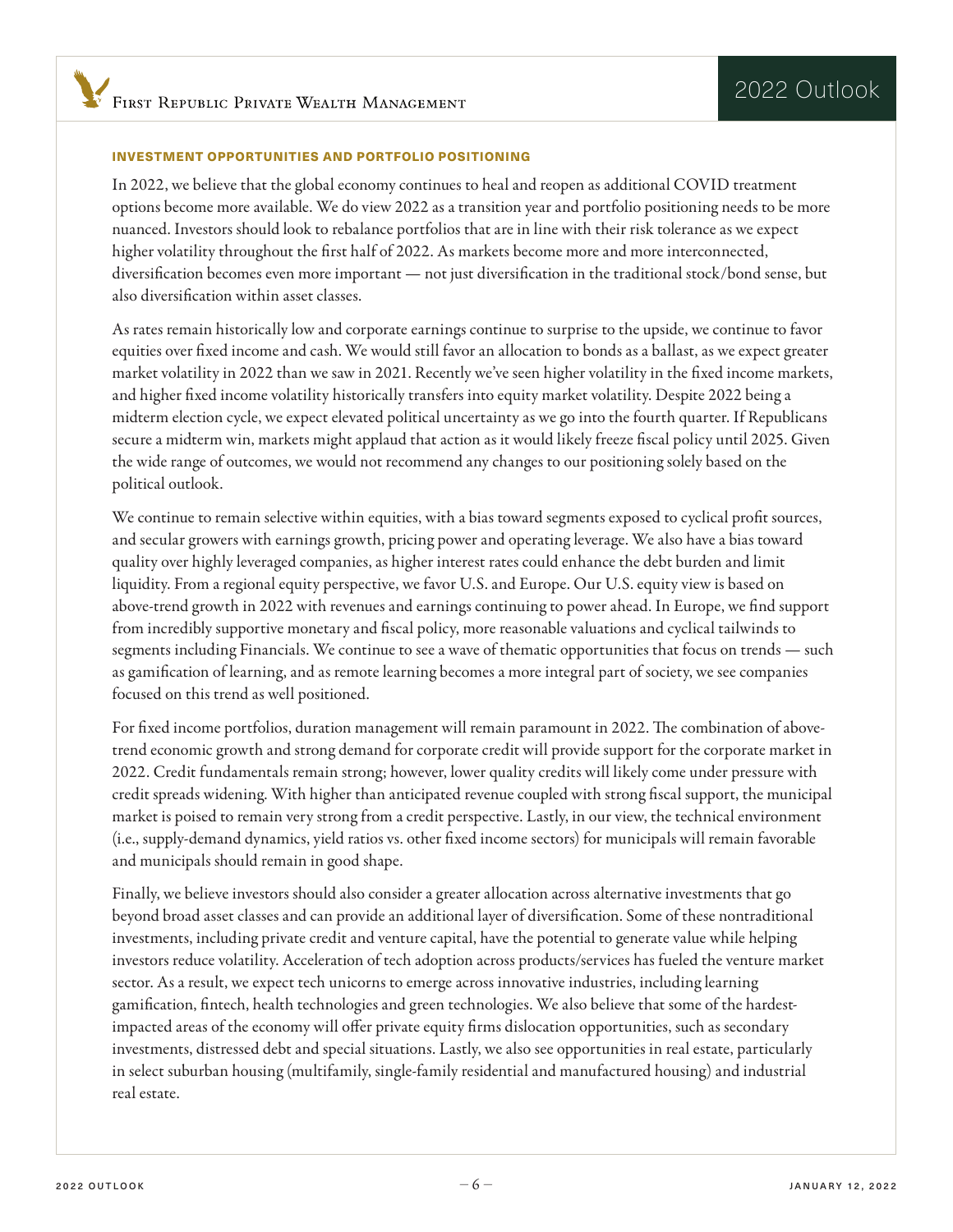## INVESTMENT OPPORTUNITIES AND PORTFOLIO POSITIONING

In 2022, we believe that the global economy continues to heal and reopen as additional COVID treatment options become more available. We do view 2022 as a transition year and portfolio positioning needs to be more nuanced. Investors should look to rebalance portfolios that are in line with their risk tolerance as we expect higher volatility throughout the first half of 2022. As markets become more and more interconnected, diversification becomes even more important — not just diversification in the traditional stock/bond sense, but also diversification within asset classes.

As rates remain historically low and corporate earnings continue to surprise to the upside, we continue to favor equities over fixed income and cash. We would still favor an allocation to bonds as a ballast, as we expect greater market volatility in 2022 than we saw in 2021. Recently we've seen higher volatility in the fixed income markets, and higher fixed income volatility historically transfers into equity market volatility. Despite 2022 being a midterm election cycle, we expect elevated political uncertainty as we go into the fourth quarter. If Republicans secure a midterm win, markets might applaud that action as it would likely freeze fiscal policy until 2025. Given the wide range of outcomes, we would not recommend any changes to our positioning solely based on the political outlook.

We continue to remain selective within equities, with a bias toward segments exposed to cyclical profit sources, and secular growers with earnings growth, pricing power and operating leverage. We also have a bias toward quality over highly leveraged companies, as higher interest rates could enhance the debt burden and limit liquidity. From a regional equity perspective, we favor U.S. and Europe. Our U.S. equity view is based on above-trend growth in 2022 with revenues and earnings continuing to power ahead. In Europe, we find support from incredibly supportive monetary and fiscal policy, more reasonable valuations and cyclical tailwinds to segments including Financials. We continue to see a wave of thematic opportunities that focus on trends — such as gamification of learning, and as remote learning becomes a more integral part of society, we see companies focused on this trend as well positioned.

For fixed income portfolios, duration management will remain paramount in 2022. The combination of above-trend economic growth and strong demand for corporate credit will provide support for the corporate market in 2022. Credit fundamentals remain strong; however, lower quality credits will likely come under pressure with credit spreads widening. With higher than anticipated revenue coupled with strong fiscal support, the municipal market is poised to remain very strong from a credit perspective. Lastly, in our view, the technical environment (i.e., supply-demand dynamics, yield ratios vs. other fixed income sectors) for municipals will remain favorable and municipals should remain in good shape.

Finally, we believe investors should also consider a greater allocation across alternative investments that go beyond broad asset classes and can provide an additional layer of diversification. Some of these nontraditional investments, including private credit and venture capital, have the potential to generate value while helping investors reduce volatility. Acceleration of tech adoption across products/services has fueled the venture market sector. As a result, we expect tech unicorns to emerge across innovative industries, including learning gamification, fintech, health technologies and green technologies. We also believe that some of the hardest-impacted areas of the economy will offer private equity firms dislocation opportunities, such as secondary investments, distressed debt and special situations. Lastly, we also see opportunities in real estate, particularly in select suburban housing (multifamily, single-family residential and manufactured housing) and industrial real estate.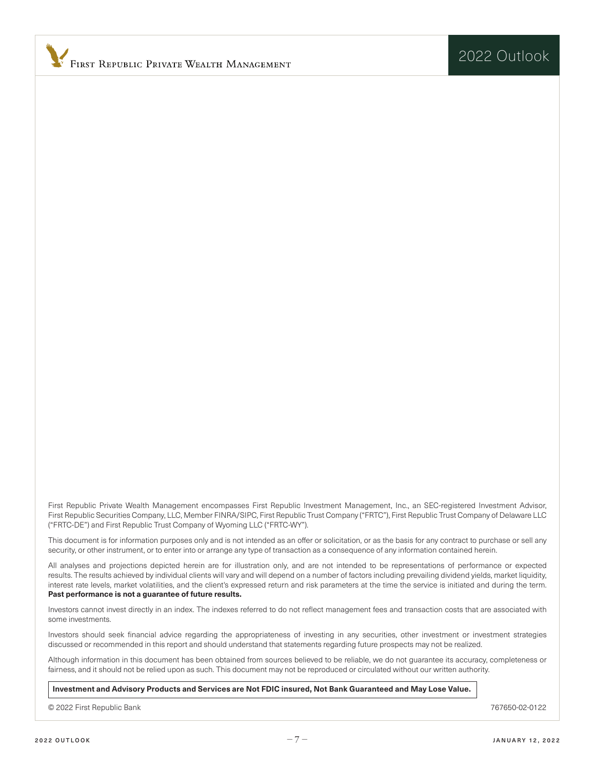First Republic Private Wealth Management encompasses First Republic Investment Management, Inc., an SEC-registered Investment Advisor, First Republic Securities Company, LLC, Member FINRA/SIPC, First Republic Trust Company ("FRTC"), First Republic Trust Company of Delaware LLC ("FRTC-DE") and First Republic Trust Company of Wyoming LLC ("FRTC-WY").

This document is for information purposes only and is not intended as an offer or solicitation, or as the basis for any contract to purchase or sell any security, or other instrument, or to enter into or arrange any type of transaction as a consequence of any information contained herein.

All analyses and projections depicted herein are for illustration only, and are not intended to be representations of performance or expected results. The results achieved by individual clients will vary and will depend on a number of factors including prevailing dividend yields, market liquidity, interest rate levels, market volatilities, and the client's expressed return and risk parameters at the time the service is initiated and during the term. **Past performance is not a guarantee of future results.**

Investors cannot invest directly in an index. The indexes referred to do not reflect management fees and transaction costs that are associated with some investments.

Investors should seek financial advice regarding the appropriateness of investing in any securities, other investment or investment strategies discussed or recommended in this report and should understand that statements regarding future prospects may not be realized.

Although information in this document has been obtained from sources believed to be reliable, we do not guarantee its accuracy, completeness or fairness, and it should not be relied upon as such. This document may not be reproduced or circulated without our written authority.

**Investment and Advisory Products and Services are Not FDIC insured, Not Bank Guaranteed and May Lose Value.**

© 2022 First Republic Bank

767650-02-0122